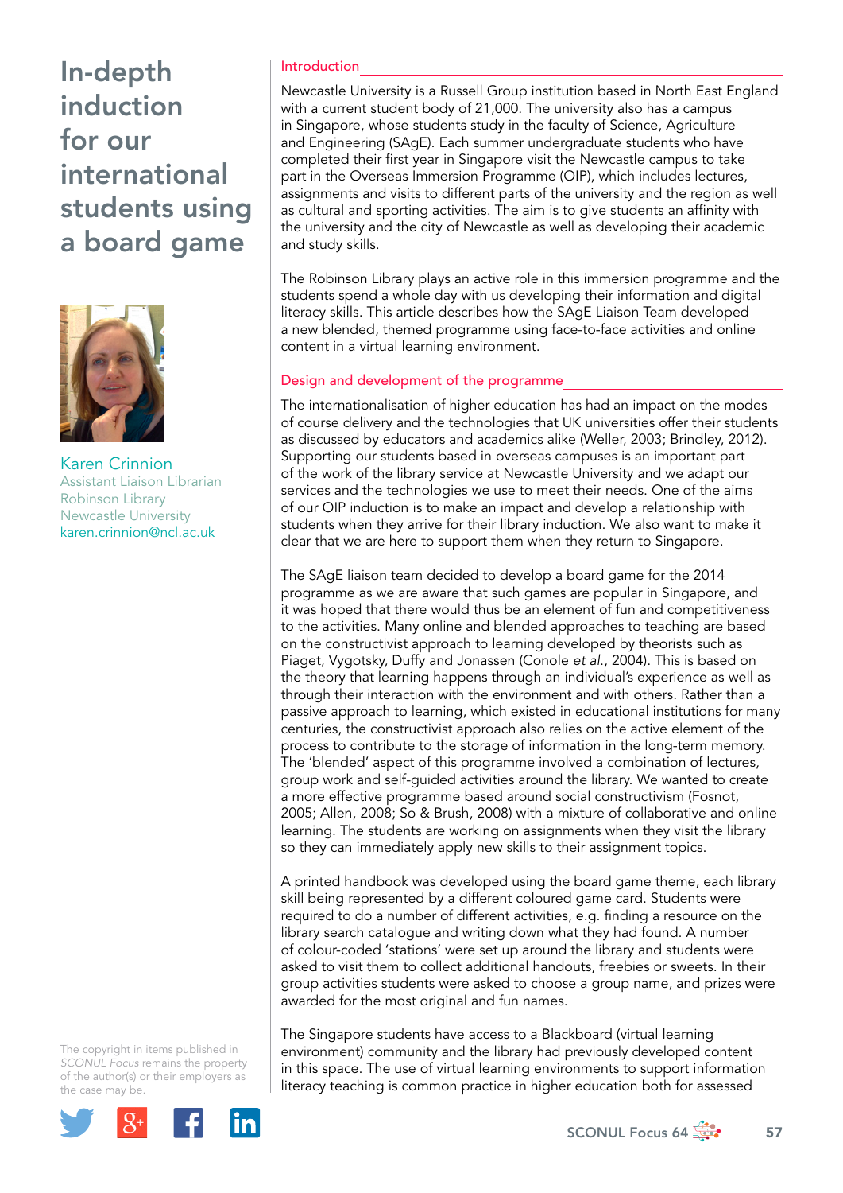# In-depth induction for our international students using a board game

Karen Crinnion
Assistant Liaison Librarian
Robinson Library
Newcastle University
karen.crinnion@ncl.ac.uk

The copyright in items published in *SCONUL Focus* remains the property of the author(s) or their employers as the case may be.

## Introduction

Newcastle University is a Russell Group institution based in North East England with a current student body of 21,000. The university also has a campus in Singapore, whose students study in the faculty of Science, Agriculture and Engineering (SAgE). Each summer undergraduate students who have completed their first year in Singapore visit the Newcastle campus to take part in the Overseas Immersion Programme (OIP), which includes lectures, assignments and visits to different parts of the university and the region as well as cultural and sporting activities. The aim is to give students an affinity with the university and the city of Newcastle as well as developing their academic and study skills.

The Robinson Library plays an active role in this immersion programme and the students spend a whole day with us developing their information and digital literacy skills. This article describes how the SAgE Liaison Team developed a new blended, themed programme using face-to-face activities and online content in a virtual learning environment.

## Design and development of the programme

The internationalisation of higher education has had an impact on the modes of course delivery and the technologies that UK universities offer their students as discussed by educators and academics alike (Weller, 2003; Brindley, 2012). Supporting our students based in overseas campuses is an important part of the work of the library service at Newcastle University and we adapt our services and the technologies we use to meet their needs. One of the aims of our OIP induction is to make an impact and develop a relationship with students when they arrive for their library induction. We also want to make it clear that we are here to support them when they return to Singapore.

The SAgE liaison team decided to develop a board game for the 2014 programme as we are aware that such games are popular in Singapore, and it was hoped that there would thus be an element of fun and competitiveness to the activities. Many online and blended approaches to teaching are based on the constructivist approach to learning developed by theorists such as Piaget, Vygotsky, Duffy and Jonassen (Conole *et al.*, 2004). This is based on the theory that learning happens through an individual's experience as well as through their interaction with the environment and with others. Rather than a passive approach to learning, which existed in educational institutions for many centuries, the constructivist approach also relies on the active element of the process to contribute to the storage of information in the long-term memory. The 'blended' aspect of this programme involved a combination of lectures, group work and self-guided activities around the library. We wanted to create a more effective programme based around social constructivism (Fosnot, 2005; Allen, 2008; So & Brush, 2008) with a mixture of collaborative and online learning. The students are working on assignments when they visit the library so they can immediately apply new skills to their assignment topics.

A printed handbook was developed using the board game theme, each library skill being represented by a different coloured game card. Students were required to do a number of different activities, e.g. finding a resource on the library search catalogue and writing down what they had found. A number of colour-coded 'stations' were set up around the library and students were asked to visit them to collect additional handouts, freebies or sweets. In their group activities students were asked to choose a group name, and prizes were awarded for the most original and fun names.

The Singapore students have access to a Blackboard (virtual learning environment) community and the library had previously developed content in this space. The use of virtual learning environments to support information literacy teaching is common practice in higher education both for assessed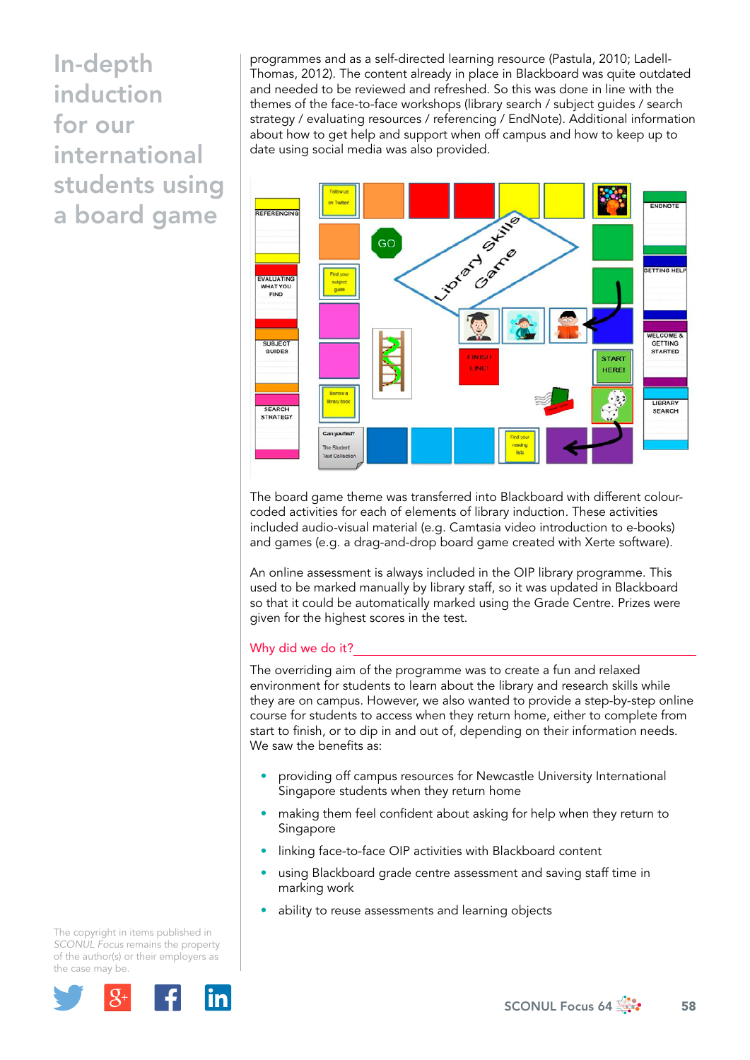# In-depth induction for our international students using a board game

programmes and as a self-directed learning resource (Pastula, 2010; Ladell-Thomas, 2012). The content already in place in Blackboard was quite outdated and needed to be reviewed and refreshed. So this was done in line with the themes of the face-to-face workshops (library search / subject guides / search strategy / evaluating resources / referencing / EndNote). Additional information about how to get help and support when off campus and how to keep up to date using social media was also provided.

The board game theme was transferred into Blackboard with different colour-coded activities for each of elements of library induction. These activities included audio-visual material (e.g. Camtasia video introduction to e-books) and games (e.g. a drag-and-drop board game created with Xerte software).

An online assessment is always included in the OIP library programme. This used to be marked manually by library staff, so it was updated in Blackboard so that it could be automatically marked using the Grade Centre. Prizes were given for the highest scores in the test.

## Why did we do it?

The overriding aim of the programme was to create a fun and relaxed environment for students to learn about the library and research skills while they are on campus. However, we also wanted to provide a step-by-step online course for students to access when they return home, either to complete from start to finish, or to dip in and out of, depending on their information needs. We saw the benefits as:

- providing off campus resources for Newcastle University International Singapore students when they return home
- making them feel confident about asking for help when they return to Singapore
- linking face-to-face OIP activities with Blackboard content
- using Blackboard grade centre assessment and saving staff time in marking work
- ability to reuse assessments and learning objects

The copyright in items published in *SCONUL Focus* remains the property of the author(s) or their employers as the case may be.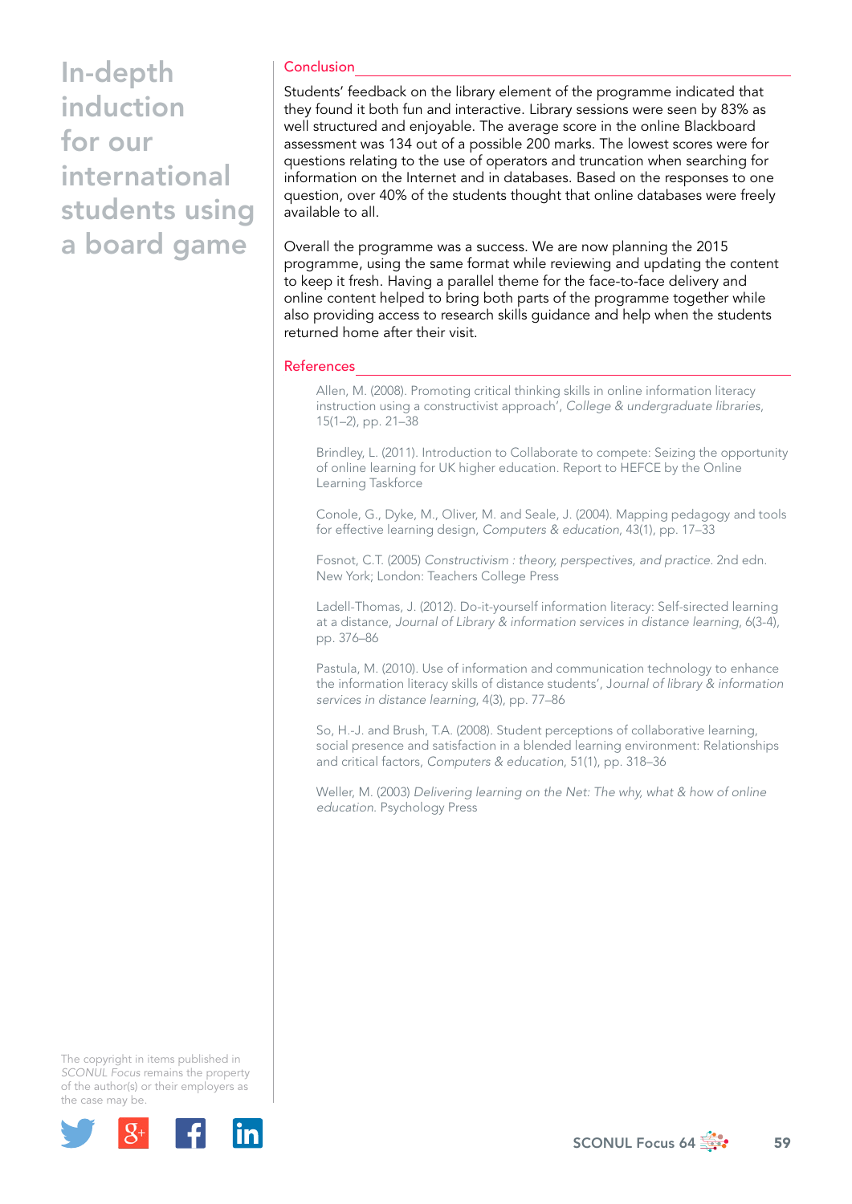## Conclusion

Students' feedback on the library element of the programme indicated that they found it both fun and interactive. Library sessions were seen by 83% as well structured and enjoyable. The average score in the online Blackboard assessment was 134 out of a possible 200 marks. The lowest scores were for questions relating to the use of operators and truncation when searching for information on the Internet and in databases. Based on the responses to one question, over 40% of the students thought that online databases were freely available to all.

Overall the programme was a success. We are now planning the 2015 programme, using the same format while reviewing and updating the content to keep it fresh. Having a parallel theme for the face-to-face delivery and online content helped to bring both parts of the programme together while also providing access to research skills guidance and help when the students returned home after their visit.

## References

Allen, M. (2008). Promoting critical thinking skills in online information literacy instruction using a constructivist approach', *College & undergraduate libraries*, 15(1–2), pp. 21–38

Brindley, L. (2011). Introduction to Collaborate to compete: Seizing the opportunity of online learning for UK higher education. Report to HEFCE by the Online Learning Taskforce

Conole, G., Dyke, M., Oliver, M. and Seale, J. (2004). Mapping pedagogy and tools for effective learning design, *Computers & education*, 43(1), pp. 17–33

Fosnot, C.T. (2005) *Constructivism : theory, perspectives, and practice*. 2nd edn. New York; London: Teachers College Press

Ladell-Thomas, J. (2012). Do-it-yourself information literacy: Self-sirected learning at a distance, *Journal of Library & information services in distance learning*, 6(3-4), pp. 376–86

Pastula, M. (2010). Use of information and communication technology to enhance the information literacy skills of distance students', *Journal of library & information services in distance learning*, 4(3), pp. 77–86

So, H.-J. and Brush, T.A. (2008). Student perceptions of collaborative learning, social presence and satisfaction in a blended learning environment: Relationships and critical factors, *Computers & education*, 51(1), pp. 318–36

Weller, M. (2003) *Delivering learning on the Net: The why, what & how of online education*. Psychology Press

The copyright in items published in *SCONUL Focus* remains the property of the author(s) or their employers as the case may be.